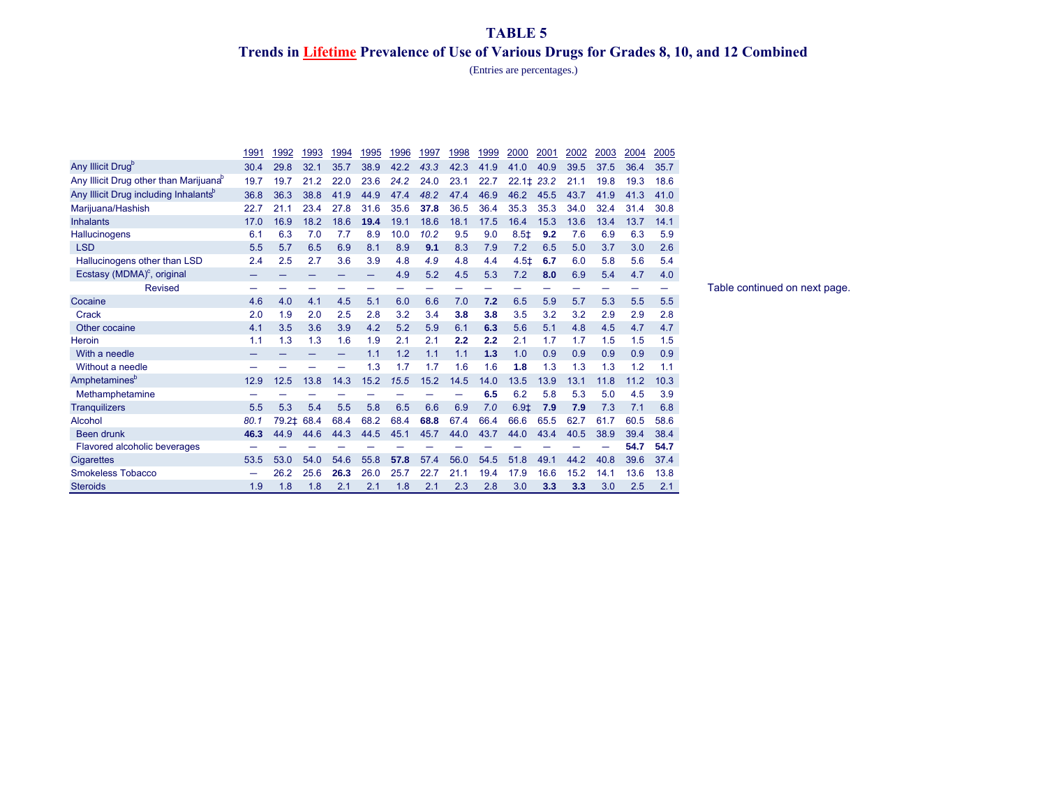## TABLE 5

## Trends in Lifetime Prevalence of Use of Various Drugs for Grades 8, 10, and 12 Combined

(Entries are percentages.)

| | 1991 | 1992 | 1993 | 1994 | 1995 | 1996 | 1997 | 1998 | 1999 | 2000 | 2001 | 2002 | 2003 | 2004 | 2005 |
|---|---|---|---|---|---|---|---|---|---|---|---|---|---|---|---|
| Any Illicit Drug[b] | 30.4 | 29.8 | 32.1 | 35.7 | 38.9 | 42.2 | *43.3* | 42.3 | 41.9 | 41.0 | 40.9 | 39.5 | 37.5 | 36.4 | 35.7 |
| Any Illicit Drug other than Marijuana[b] | 19.7 | 19.7 | 21.2 | 22.0 | 23.6 | *24.2* | 24.0 | 23.1 | 22.7 | 22.1‡ | *23.2* | 21.1 | 19.8 | 19.3 | 18.6 |
| Any Illicit Drug including Inhalants[b] | 36.8 | 36.3 | 38.8 | 41.9 | 44.9 | 47.4 | *48.2* | 47.4 | 46.9 | 46.2 | 45.5 | 43.7 | 41.9 | 41.3 | 41.0 |
| Marijuana/Hashish | 22.7 | 21.1 | 23.4 | 27.8 | 31.6 | 35.6 | **37.8** | 36.5 | 36.4 | 35.3 | 35.3 | 34.0 | 32.4 | 31.4 | 30.8 |
| Inhalants | 17.0 | 16.9 | 18.2 | 18.6 | **19.4** | 19.1 | 18.6 | 18.1 | 17.5 | 16.4 | 15.3 | 13.6 | 13.4 | 13.7 | 14.1 |
| Hallucinogens | 6.1 | 6.3 | 7.0 | 7.7 | 8.9 | 10.0 | *10.2* | 9.5 | 9.0 | 8.5‡ | **9.2** | 7.6 | 6.9 | 6.3 | 5.9 |
| LSD | 5.5 | 5.7 | 6.5 | 6.9 | 8.1 | 8.9 | **9.1** | 8.3 | 7.9 | 7.2 | 6.5 | 5.0 | 3.7 | 3.0 | 2.6 |
| Hallucinogens other than LSD | 2.4 | 2.5 | 2.7 | 3.6 | 3.9 | 4.8 | *4.9* | 4.8 | 4.4 | 4.5‡ | **6.7** | 6.0 | 5.8 | 5.6 | 5.4 |
| Ecstasy (MDMA)[c], original | — | — | — | — | — | 4.9 | 5.2 | 4.5 | 5.3 | 7.2 | **8.0** | 6.9 | 5.4 | 4.7 | 4.0 |
| Revised | — | — | — | — | — | — | — | — | — | — | — | — | — | — | — |
| Cocaine | 4.6 | 4.0 | 4.1 | 4.5 | 5.1 | 6.0 | 6.6 | 7.0 | **7.2** | 6.5 | 5.9 | 5.7 | 5.3 | 5.5 | 5.5 |
| Crack | 2.0 | 1.9 | 2.0 | 2.5 | 2.8 | 3.2 | 3.4 | **3.8** | **3.8** | 3.5 | 3.2 | 3.2 | 2.9 | 2.9 | 2.8 |
| Other cocaine | 4.1 | 3.5 | 3.6 | 3.9 | 4.2 | 5.2 | 5.9 | 6.1 | **6.3** | 5.6 | 5.1 | 4.8 | 4.5 | 4.7 | 4.7 |
| Heroin | 1.1 | 1.3 | 1.3 | 1.6 | 1.9 | 2.1 | 2.1 | **2.2** | **2.2** | 2.1 | 1.7 | 1.7 | 1.5 | 1.5 | 1.5 |
| With a needle | — | — | — | — | 1.1 | 1.2 | 1.1 | 1.1 | **1.3** | 1.0 | 0.9 | 0.9 | 0.9 | 0.9 | 0.9 |
| Without a needle | — | — | — | — | 1.3 | 1.7 | 1.7 | 1.6 | 1.6 | **1.8** | 1.3 | 1.3 | 1.3 | 1.2 | 1.1 |
| Amphetamines[b] | 12.9 | 12.5 | 13.8 | 14.3 | 15.2 | *15.5* | 15.2 | 14.5 | 14.0 | 13.5 | 13.9 | 13.1 | 11.8 | 11.2 | 10.3 |
| Methamphetamine | — | — | — | — | — | — | — | — | **6.5** | 6.2 | 5.8 | 5.3 | 5.0 | 4.5 | 3.9 |
| Tranquilizers | 5.5 | 5.3 | 5.4 | 5.5 | 5.8 | 6.5 | 6.6 | 6.9 | *7.0* | 6.9‡ | **7.9** | **7.9** | 7.3 | 7.1 | 6.8 |
| Alcohol | *80.1* | 79.2‡ | 68.4 | 68.4 | 68.2 | 68.4 | **68.8** | 67.4 | 66.4 | 66.6 | 65.5 | 62.7 | 61.7 | 60.5 | 58.6 |
| Been drunk | **46.3** | 44.9 | 44.6 | 44.3 | 44.5 | 45.1 | 45.7 | 44.0 | 43.7 | 44.0 | 43.4 | 40.5 | 38.9 | 39.4 | 38.4 |
| Flavored alcoholic beverages | — | — | — | — | — | — | — | — | — | — | — | — | — | **54.7** | **54.7** |
| Cigarettes | 53.5 | 53.0 | 54.0 | 54.6 | 55.8 | **57.8** | 57.4 | 56.0 | 54.5 | 51.8 | 49.1 | 44.2 | 40.8 | 39.6 | 37.4 |
| Smokeless Tobacco | — | 26.2 | 25.6 | **26.3** | 26.0 | 25.7 | 22.7 | 21.1 | 19.4 | 17.9 | 16.6 | 15.2 | 14.1 | 13.6 | 13.8 |
| Steroids | 1.9 | 1.8 | 1.8 | 2.1 | 2.1 | 1.8 | 2.1 | 2.3 | 2.8 | 3.0 | **3.3** | **3.3** | 3.0 | 2.5 | 2.1 |

Table continued on next page.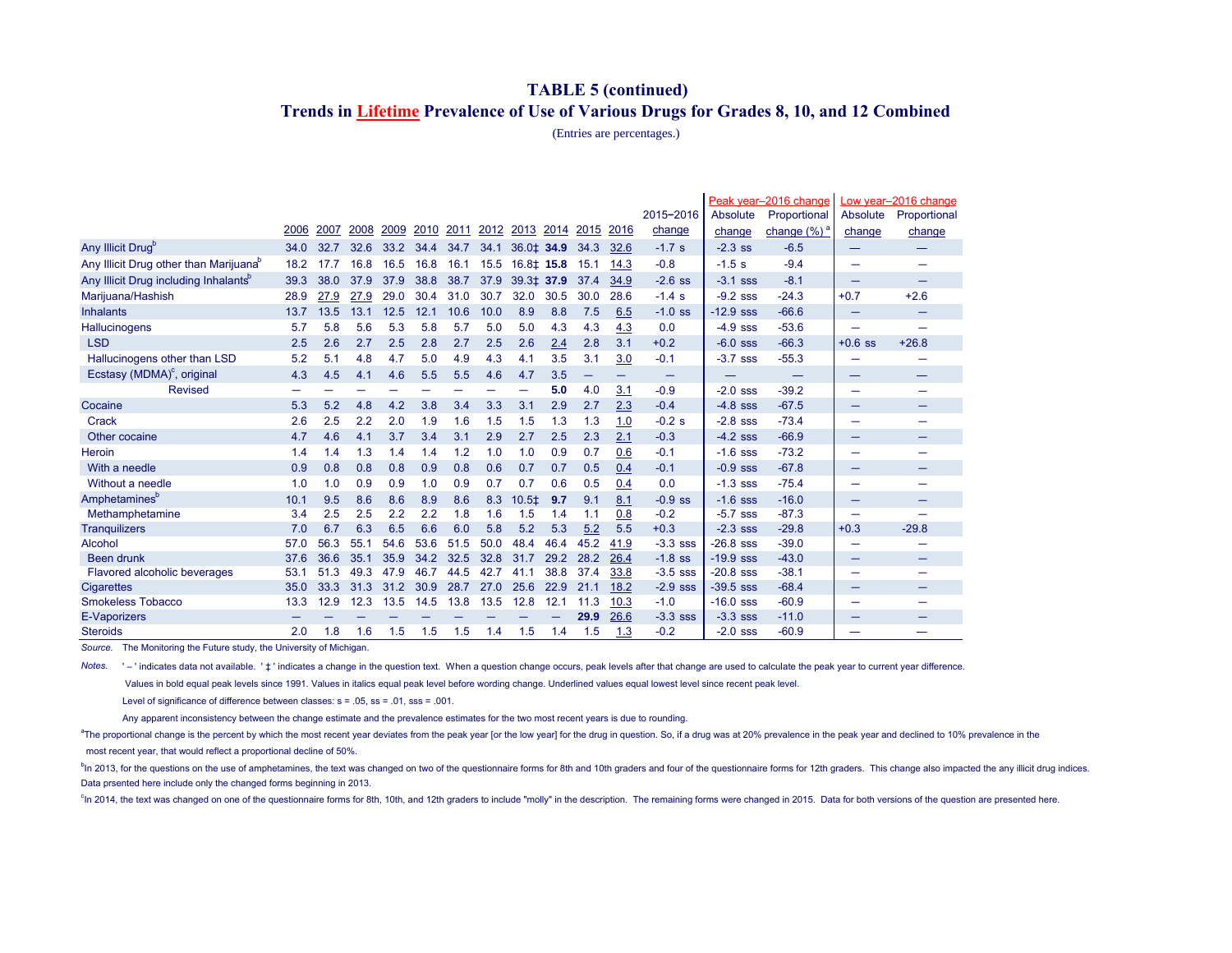# TABLE 5 (continued)

## Trends in Lifetime Prevalence of Use of Various Drugs for Grades 8, 10, and 12 Combined

(Entries are percentages.)

| | 2006 | 2007 | 2008 | 2009 | 2010 | 2011 | 2012 | 2013 | 2014 | 2015 | 2016 | 2015–2016 change | Peak year–2016 change: Absolute change | Peak year–2016 change: Proportional change (%) [a] | Low year–2016 change: Absolute change | Low year–2016 change: Proportional change |
|---|---|---|---|---|---|---|---|---|---|---|---|---|---|---|---|---|
| Any Illicit Drug[b] | 34.0 | 32.7 | 32.6 | 33.2 | 34.4 | 34.7 | 34.1 | 36.0‡ | **34.9** | 34.3 | 32.6 | -1.7 s | -2.3 ss | -6.5 | — | — |
| Any Illicit Drug other than Marijuana[b] | 18.2 | 17.7 | 16.8 | 16.5 | 16.8 | 16.1 | 15.5 | 16.8‡ | **15.8** | 15.1 | 14.3 | -0.8 | -1.5 s | -9.4 | — | — |
| Any Illicit Drug including Inhalants[b] | 39.3 | 38.0 | 37.9 | 37.9 | 38.8 | 38.7 | 37.9 | 39.3‡ | **37.9** | 37.4 | 34.9 | -2.6 ss | -3.1 sss | -8.1 | — | — |
| Marijuana/Hashish | 28.9 | 27.9 | 27.9 | 29.0 | 30.4 | 31.0 | 30.7 | 32.0 | 30.5 | 30.0 | 28.6 | -1.4 s | -9.2 sss | -24.3 | +0.7 | +2.6 |
| Inhalants | 13.7 | 13.5 | 13.1 | 12.5 | 12.1 | 10.6 | 10.0 | 8.9 | 8.8 | 7.5 | 6.5 | -1.0 ss | -12.9 sss | -66.6 | — | — |
| Hallucinogens | 5.7 | 5.8 | 5.6 | 5.3 | 5.8 | 5.7 | 5.0 | 5.0 | 4.3 | 4.3 | 4.3 | 0.0 | -4.9 sss | -53.6 | — | — |
| LSD | 2.5 | 2.6 | 2.7 | 2.5 | 2.8 | 2.7 | 2.5 | 2.6 | 2.4 | 2.8 | 3.1 | +0.2 | -6.0 sss | -66.3 | +0.6 ss | +26.8 |
| Hallucinogens other than LSD | 5.2 | 5.1 | 4.8 | 4.7 | 5.0 | 4.9 | 4.3 | 4.1 | 3.5 | 3.1 | 3.0 | -0.1 | -3.7 sss | -55.3 | — | — |
| Ecstasy (MDMA)[c], original | 4.3 | 4.5 | 4.1 | 4.6 | 5.5 | 5.5 | 4.6 | 4.7 | 3.5 | — | — | — | — | — | — | — |
| Revised | — | — | — | — | — | — | — | — | **5.0** | 4.0 | 3.1 | -0.9 | -2.0 sss | -39.2 | — | — |
| Cocaine | 5.3 | 5.2 | 4.8 | 4.2 | 3.8 | 3.4 | 3.3 | 3.1 | 2.9 | 2.7 | 2.3 | -0.4 | -4.8 sss | -67.5 | — | — |
| Crack | 2.6 | 2.5 | 2.2 | 2.0 | 1.9 | 1.6 | 1.5 | 1.5 | 1.3 | 1.3 | 1.0 | -0.2 s | -2.8 sss | -73.4 | — | — |
| Other cocaine | 4.7 | 4.6 | 4.1 | 3.7 | 3.4 | 3.1 | 2.9 | 2.7 | 2.5 | 2.3 | 2.1 | -0.3 | -4.2 sss | -66.9 | — | — |
| Heroin | 1.4 | 1.4 | 1.3 | 1.4 | 1.4 | 1.2 | 1.0 | 1.0 | 0.9 | 0.7 | 0.6 | -0.1 | -1.6 sss | -73.2 | — | — |
| With a needle | 0.9 | 0.8 | 0.8 | 0.8 | 0.9 | 0.8 | 0.6 | 0.7 | 0.7 | 0.5 | 0.4 | -0.1 | -0.9 sss | -67.8 | — | — |
| Without a needle | 1.0 | 1.0 | 0.9 | 0.9 | 1.0 | 0.9 | 0.7 | 0.7 | 0.6 | 0.5 | 0.4 | 0.0 | -1.3 sss | -75.4 | — | — |
| Amphetamines[b] | 10.1 | 9.5 | 8.6 | 8.6 | 8.9 | 8.6 | 8.3 | 10.5‡ | **9.7** | 9.1 | 8.1 | -0.9 ss | -1.6 sss | -16.0 | — | — |
| Methamphetamine | 3.4 | 2.5 | 2.5 | 2.2 | 2.2 | 1.8 | 1.6 | 1.5 | 1.4 | 1.1 | 0.8 | -0.2 | -5.7 sss | -87.3 | — | — |
| Tranquilizers | 7.0 | 6.7 | 6.3 | 6.5 | 6.6 | 6.0 | 5.8 | 5.2 | 5.3 | 5.2 | 5.5 | +0.3 | -2.3 sss | -29.8 | +0.3 | -29.8 |
| Alcohol | 57.0 | 56.3 | 55.1 | 54.6 | 53.6 | 51.5 | 50.0 | 48.4 | 46.4 | 45.2 | 41.9 | -3.3 sss | -26.8 sss | -39.0 | — | — |
| Been drunk | 37.6 | 36.6 | 35.1 | 35.9 | 34.2 | 32.5 | 32.8 | 31.7 | 29.2 | 28.2 | 26.4 | -1.8 ss | -19.9 sss | -43.0 | — | — |
| Flavored alcoholic beverages | 53.1 | 51.3 | 49.3 | 47.9 | 46.7 | 44.5 | 42.7 | 41.1 | 38.8 | 37.4 | 33.8 | -3.5 sss | -20.8 sss | -38.1 | — | — |
| Cigarettes | 35.0 | 33.3 | 31.3 | 31.2 | 30.9 | 28.7 | 27.0 | 25.6 | 22.9 | 21.1 | 18.2 | -2.9 sss | -39.5 sss | -68.4 | — | — |
| Smokeless Tobacco | 13.3 | 12.9 | 12.3 | 13.5 | 14.5 | 13.8 | 13.5 | 12.8 | 12.1 | 11.3 | 10.3 | -1.0 | -16.0 sss | -60.9 | — | — |
| E-Vaporizers | — | — | — | — | — | — | — | — | — | **29.9** | 26.6 | -3.3 sss | -3.3 sss | -11.0 | — | — |
| Steroids | 2.0 | 1.8 | 1.6 | 1.5 | 1.5 | 1.5 | 1.4 | 1.5 | 1.4 | 1.5 | 1.3 | -0.2 | -2.0 sss | -60.9 | — | — |

*Source.* The Monitoring the Future study, the University of Michigan.

*Notes.* ' – ' indicates data not available. ' ‡ ' indicates a change in the question text. When a question change occurs, peak levels after that change are used to calculate the peak year to current year difference.

Values in bold equal peak levels since 1991. Values in italics equal peak level before wording change. Underlined values equal lowest level since recent peak level.

Level of significance of difference between classes: s = .05, ss = .01, sss = .001.

Any apparent inconsistency between the change estimate and the prevalence estimates for the two most recent years is due to rounding.

[a]The proportional change is the percent by which the most recent year deviates from the peak year [or the low year] for the drug in question. So, if a drug was at 20% prevalence in the peak year and declined to 10% prevalence in the most recent year, that would reflect a proportional decline of 50%.

[b]In 2013, for the questions on the use of amphetamines, the text was changed on two of the questionnaire forms for 8th and 10th graders and four of the questionnaire forms for 12th graders. This change also impacted the any illicit drug indices. Data prsented here include only the changed forms beginning in 2013.

[c]In 2014, the text was changed on one of the questionnaire forms for 8th, 10th, and 12th graders to include "molly" in the description. The remaining forms were changed in 2015. Data for both versions of the question are presented here.